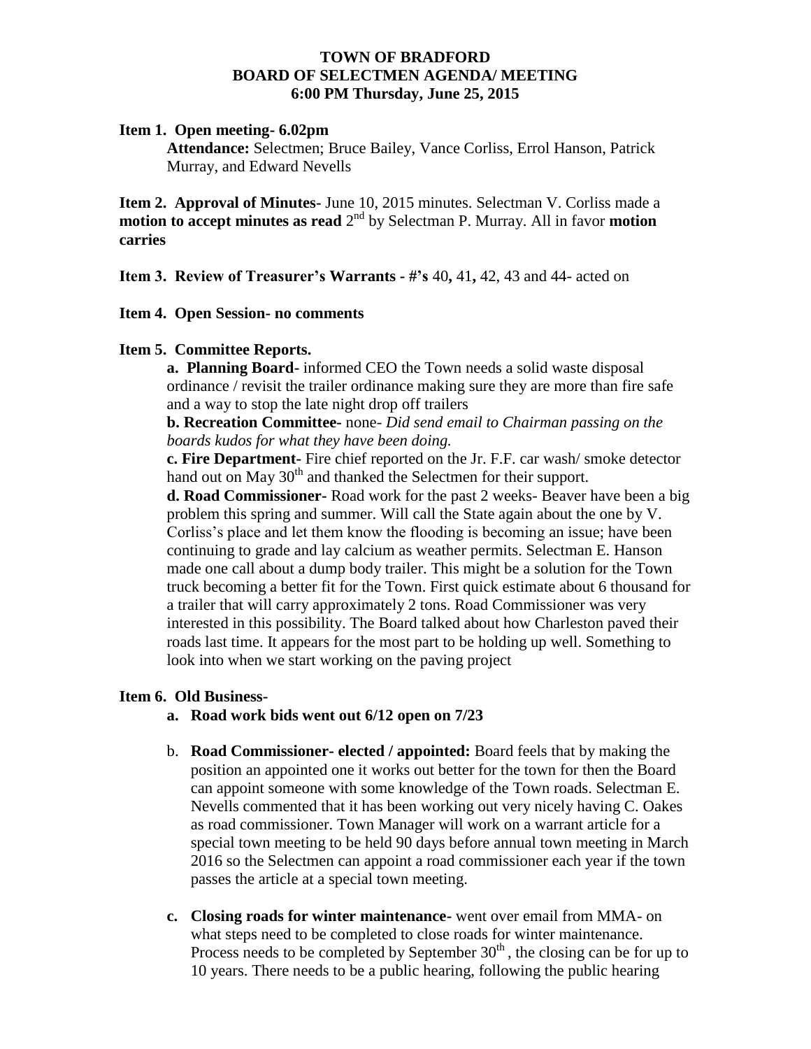**TOWN OF BRADFORD**
**BOARD OF SELECTMEN AGENDA/ MEETING**
**6:00 PM Thursday, June 25, 2015**

**Item 1. Open meeting- 6.02pm**

**Attendance:** Selectmen; Bruce Bailey, Vance Corliss, Errol Hanson, Patrick Murray, and Edward Nevells

**Item 2. Approval of Minutes-** June 10, 2015 minutes. Selectman V. Corliss made a **motion to accept minutes as read** 2nd by Selectman P. Murray. All in favor **motion carries**

**Item 3. Review of Treasurer's Warrants - #'s** 40**,** 41**,** 42, 43 and 44- acted on

**Item 4. Open Session- no comments**

**Item 5. Committee Reports.**

**a. Planning Board-** informed CEO the Town needs a solid waste disposal ordinance / revisit the trailer ordinance making sure they are more than fire safe and a way to stop the late night drop off trailers

**b. Recreation Committee-** none- *Did send email to Chairman passing on the boards kudos for what they have been doing.*

**c. Fire Department-** Fire chief reported on the Jr. F.F. car wash/ smoke detector hand out on May 30th and thanked the Selectmen for their support.

**d. Road Commissioner-** Road work for the past 2 weeks- Beaver have been a big problem this spring and summer. Will call the State again about the one by V. Corliss's place and let them know the flooding is becoming an issue; have been continuing to grade and lay calcium as weather permits. Selectman E. Hanson made one call about a dump body trailer. This might be a solution for the Town truck becoming a better fit for the Town. First quick estimate about 6 thousand for a trailer that will carry approximately 2 tons. Road Commissioner was very interested in this possibility. The Board talked about how Charleston paved their roads last time. It appears for the most part to be holding up well. Something to look into when we start working on the paving project

**Item 6. Old Business-**

**a. Road work bids went out 6/12 open on 7/23**

b. **Road Commissioner- elected / appointed:** Board feels that by making the position an appointed one it works out better for the town for then the Board can appoint someone with some knowledge of the Town roads. Selectman E. Nevells commented that it has been working out very nicely having C. Oakes as road commissioner. Town Manager will work on a warrant article for a special town meeting to be held 90 days before annual town meeting in March 2016 so the Selectmen can appoint a road commissioner each year if the town passes the article at a special town meeting.

**c. Closing roads for winter maintenance-** went over email from MMA- on what steps need to be completed to close roads for winter maintenance. Process needs to be completed by September 30th , the closing can be for up to 10 years. There needs to be a public hearing, following the public hearing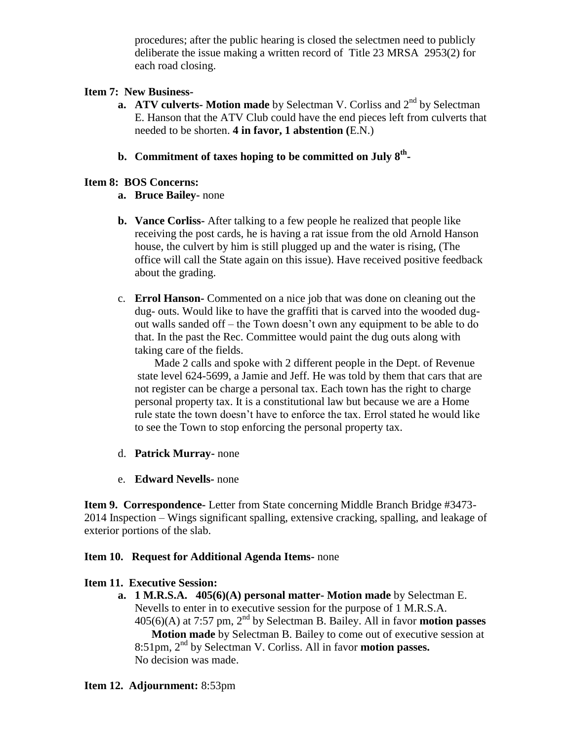procedures; after the public hearing is closed the selectmen need to publicly deliberate the issue making a written record of Title 23 MRSA 2953(2) for each road closing.

**Item 7: New Business-**

- **a. ATV culverts- Motion made** by Selectman V. Corliss and 2nd by Selectman E. Hanson that the ATV Club could have the end pieces left from culverts that needed to be shorten. **4 in favor, 1 abstention (**E.N.)

- **b. Commitment of taxes hoping to be committed on July 8th-**

**Item 8: BOS Concerns:**

- **a. Bruce Bailey-** none

- **b. Vance Corliss-** After talking to a few people he realized that people like receiving the post cards, he is having a rat issue from the old Arnold Hanson house, the culvert by him is still plugged up and the water is rising, (The office will call the State again on this issue). Have received positive feedback about the grading.

- c. **Errol Hanson-** Commented on a nice job that was done on cleaning out the dug- outs. Would like to have the graffiti that is carved into the wooded dug-out walls sanded off – the Town doesn't own any equipment to be able to do that. In the past the Rec. Committee would paint the dug outs along with taking care of the fields.

  Made 2 calls and spoke with 2 different people in the Dept. of Revenue state level 624-5699, a Jamie and Jeff. He was told by them that cars that are not register can be charge a personal tax. Each town has the right to charge personal property tax. It is a constitutional law but because we are a Home rule state the town doesn't have to enforce the tax. Errol stated he would like to see the Town to stop enforcing the personal property tax.

- d. **Patrick Murray-** none

- e. **Edward Nevells-** none

**Item 9. Correspondence-** Letter from State concerning Middle Branch Bridge #3473-2014 Inspection – Wings significant spalling, extensive cracking, spalling, and leakage of exterior portions of the slab.

**Item 10. Request for Additional Agenda Items-** none

**Item 11. Executive Session:**

- **a. 1 M.R.S.A. 405(6)(A) personal matter- Motion made** by Selectman E. Nevells to enter in to executive session for the purpose of 1 M.R.S.A. 405(6)(A) at 7:57 pm, 2nd by Selectman B. Bailey. All in favor **motion passes**

  **Motion made** by Selectman B. Bailey to come out of executive session at 8:51pm, 2nd by Selectman V. Corliss. All in favor **motion passes.**
  No decision was made.

**Item 12. Adjournment:** 8:53pm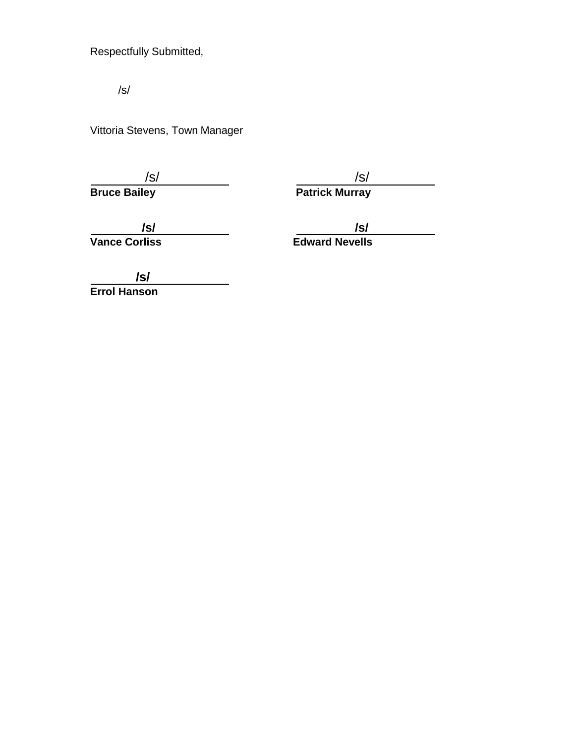Respectfully Submitted,

/s/

Vittoria Stevens, Town Manager

| | |
|---|---|
| /s/ | /s/ |
| **Bruce Bailey** | **Patrick Murray** |
| ***/s/*** | ***/s/*** |
| **Vance Corliss** | **Edward Nevells** |
| ***/s/*** | |
| **Errol Hanson** | |